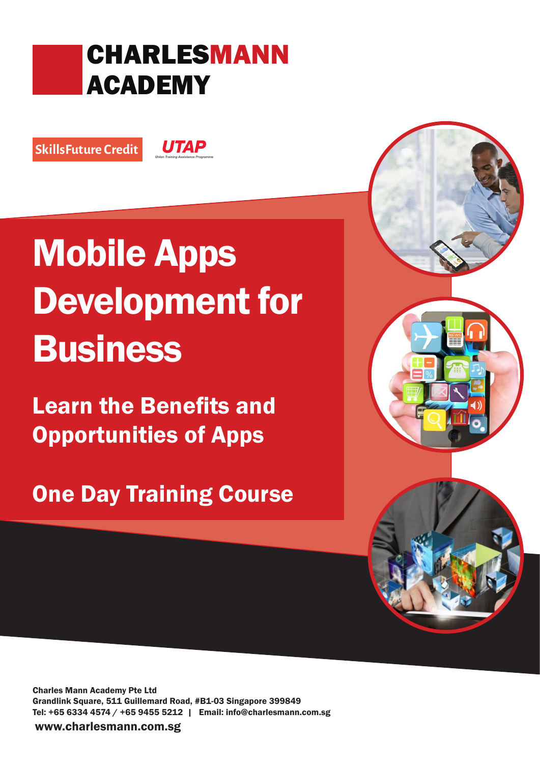# CHARLESMANN ACADEMY

SkillsFuture Credit

UTAP

Union Training Assistance Programme

# Mobile Apps Development for Business

## Learn the Benefits and Opportunities of Apps

## One Day Training Course

**Charles Mann Academy Pte Ltd**
**Grandlink Square, 511 Guillemard Road, #B1-03 Singapore 399849**
**Tel: +65 6334 4574 / +65 9455 5212 | Email: info@charlesmann.com.sg**

**www.charlesmann.com.sg**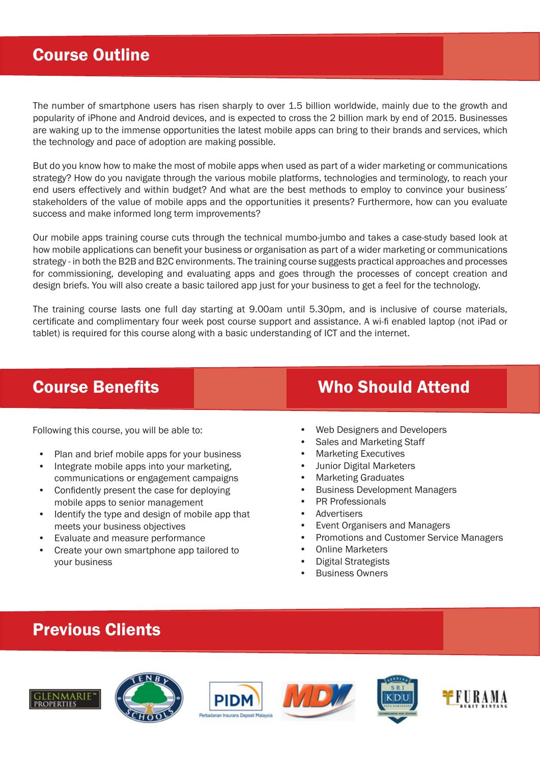## Course Outline

The number of smartphone users has risen sharply to over 1.5 billion worldwide, mainly due to the growth and popularity of iPhone and Android devices, and is expected to cross the 2 billion mark by end of 2015. Businesses are waking up to the immense opportunities the latest mobile apps can bring to their brands and services, which the technology and pace of adoption are making possible.

But do you know how to make the most of mobile apps when used as part of a wider marketing or communications strategy? How do you navigate through the various mobile platforms, technologies and terminology, to reach your end users effectively and within budget? And what are the best methods to employ to convince your business' stakeholders of the value of mobile apps and the opportunities it presents? Furthermore, how can you evaluate success and make informed long term improvements?

Our mobile apps training course cuts through the technical mumbo-jumbo and takes a case-study based look at how mobile applications can benefit your business or organisation as part of a wider marketing or communications strategy - in both the B2B and B2C environments. The training course suggests practical approaches and processes for commissioning, developing and evaluating apps and goes through the processes of concept creation and design briefs. You will also create a basic tailored app just for your business to get a feel for the technology.

The training course lasts one full day starting at 9.00am until 5.30pm, and is inclusive of course materials, certificate and complimentary four week post course support and assistance. A wi-fi enabled laptop (not iPad or tablet) is required for this course along with a basic understanding of ICT and the internet.

## Course Benefits

Following this course, you will be able to:

- Plan and brief mobile apps for your business
- Integrate mobile apps into your marketing, communications or engagement campaigns
- Confidently present the case for deploying mobile apps to senior management
- Identify the type and design of mobile app that meets your business objectives
- Evaluate and measure performance
- Create your own smartphone app tailored to your business

## Who Should Attend

- Web Designers and Developers
- Sales and Marketing Staff
- Marketing Executives
- Junior Digital Marketers
- Marketing Graduates
- Business Development Managers
- PR Professionals
- Advertisers
- Event Organisers and Managers
- Promotions and Customer Service Managers
- Online Marketers
- Digital Strategists
- Business Owners

## Previous Clients

GLENMARIE PROPERTIES · TENBY SCHOOLS · PIDM Perbadanan Insurans Deposit Malaysia · MDV · SRI KDU · FURAMA BUKIT BINTANG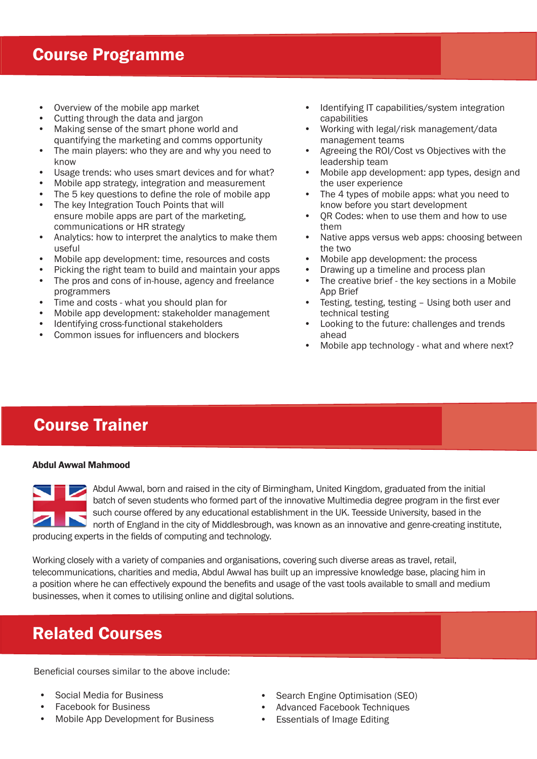## Course Programme

- Overview of the mobile app market
- Cutting through the data and jargon
- Making sense of the smart phone world and quantifying the marketing and comms opportunity
- The main players: who they are and why you need to know
- Usage trends: who uses smart devices and for what?
- Mobile app strategy, integration and measurement
- The 5 key questions to define the role of mobile app
- The key Integration Touch Points that will ensure mobile apps are part of the marketing, communications or HR strategy
- Analytics: how to interpret the analytics to make them useful
- Mobile app development: time, resources and costs
- Picking the right team to build and maintain your apps
- The pros and cons of in-house, agency and freelance programmers
- Time and costs - what you should plan for
- Mobile app development: stakeholder management
- Identifying cross-functional stakeholders
- Common issues for influencers and blockers
- Identifying IT capabilities/system integration capabilities
- Working with legal/risk management/data management teams
- Agreeing the ROI/Cost vs Objectives with the leadership team
- Mobile app development: app types, design and the user experience
- The 4 types of mobile apps: what you need to know before you start development
- QR Codes: when to use them and how to use them
- Native apps versus web apps: choosing between the two
- Mobile app development: the process
- Drawing up a timeline and process plan
- The creative brief - the key sections in a Mobile App Brief
- Testing, testing, testing – Using both user and technical testing
- Looking to the future: challenges and trends ahead
- Mobile app technology - what and where next?

## Course Trainer

**Abdul Awwal Mahmood**

Abdul Awwal, born and raised in the city of Birmingham, United Kingdom, graduated from the initial batch of seven students who formed part of the innovative Multimedia degree program in the first ever such course offered by any educational establishment in the UK. Teesside University, based in the north of England in the city of Middlesbrough, was known as an innovative and genre-creating institute, producing experts in the fields of computing and technology.

Working closely with a variety of companies and organisations, covering such diverse areas as travel, retail, telecommunications, charities and media, Abdul Awwal has built up an impressive knowledge base, placing him in a position where he can effectively expound the benefits and usage of the vast tools available to small and medium businesses, when it comes to utilising online and digital solutions.

## Related Courses

Beneficial courses similar to the above include:

- Social Media for Business
- Facebook for Business
- Mobile App Development for Business
- Search Engine Optimisation (SEO)
- Advanced Facebook Techniques
- Essentials of Image Editing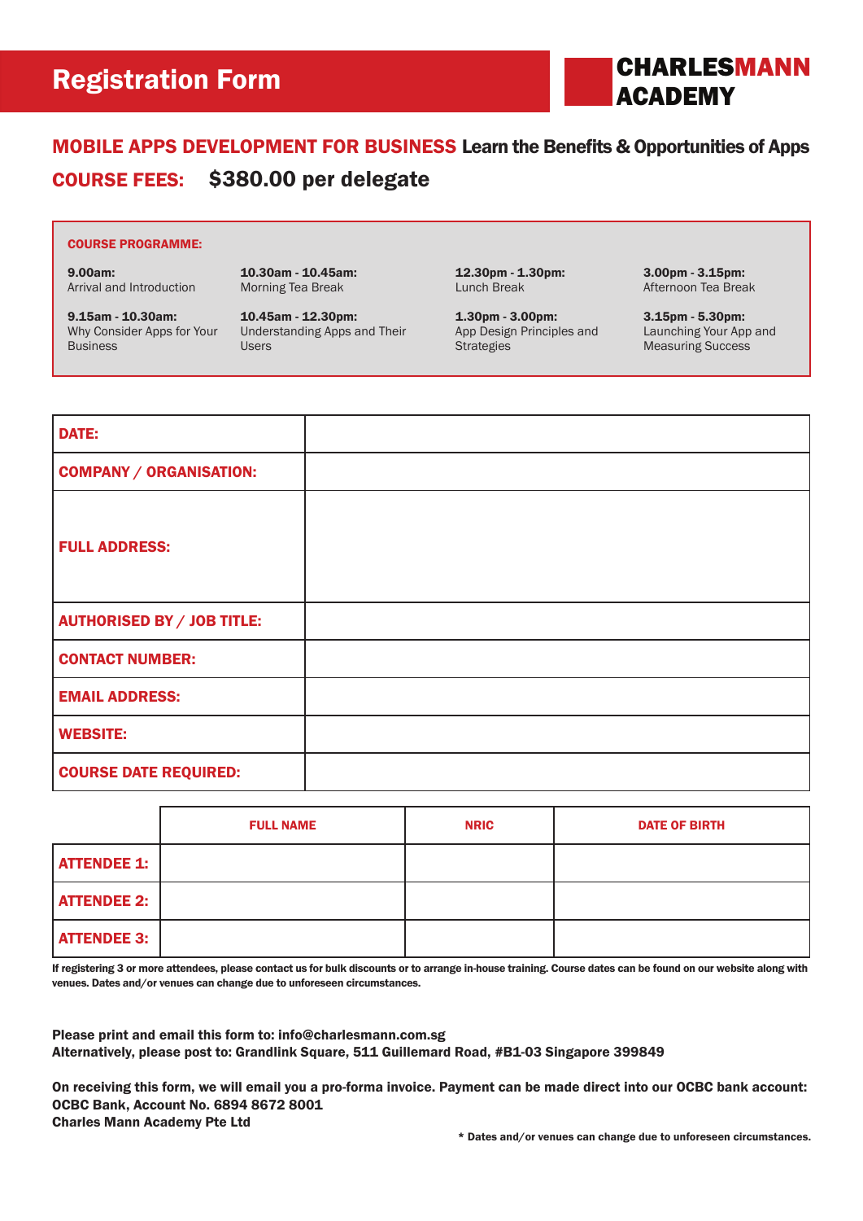# Registration Form

**CHARLESMANN ACADEMY**

## MOBILE APPS DEVELOPMENT FOR BUSINESS Learn the Benefits & Opportunities of Apps

## COURSE FEES: $380.00 per delegate

**COURSE PROGRAMME:**

**9.00am:**
Arrival and Introduction

**9.15am - 10.30am:**
Why Consider Apps for Your Business

**10.30am - 10.45am:**
Morning Tea Break

**10.45am - 12.30pm:**
Understanding Apps and Their Users

**12.30pm - 1.30pm:**
Lunch Break

**1.30pm - 3.00pm:**
App Design Principles and Strategies

**3.00pm - 3.15pm:**
Afternoon Tea Break

**3.15pm - 5.30pm:**
Launching Your App and Measuring Success

| | |
|---|---|
| **DATE:** | |
| **COMPANY / ORGANISATION:** | |
| **FULL ADDRESS:** | |
| **AUTHORISED BY / JOB TITLE:** | |
| **CONTACT NUMBER:** | |
| **EMAIL ADDRESS:** | |
| **WEBSITE:** | |
| **COURSE DATE REQUIRED:** | |

| | FULL NAME | NRIC | DATE OF BIRTH |
|---|---|---|---|
| **ATTENDEE 1:** | | | |
| **ATTENDEE 2:** | | | |
| **ATTENDEE 3:** | | | |

**If registering 3 or more attendees, please contact us for bulk discounts or to arrange in-house training. Course dates can be found on our website along with venues. Dates and/or venues can change due to unforeseen circumstances.**

**Please print and email this form to: info@charlesmann.com.sg**
**Alternatively, please post to: Grandlink Square, 511 Guillemard Road, #B1-03 Singapore 399849**

**On receiving this form, we will email you a pro-forma invoice. Payment can be made direct into our OCBC bank account:**
**OCBC Bank, Account No. 6894 8672 8001**
**Charles Mann Academy Pte Ltd**

**\* Dates and/or venues can change due to unforeseen circumstances.**